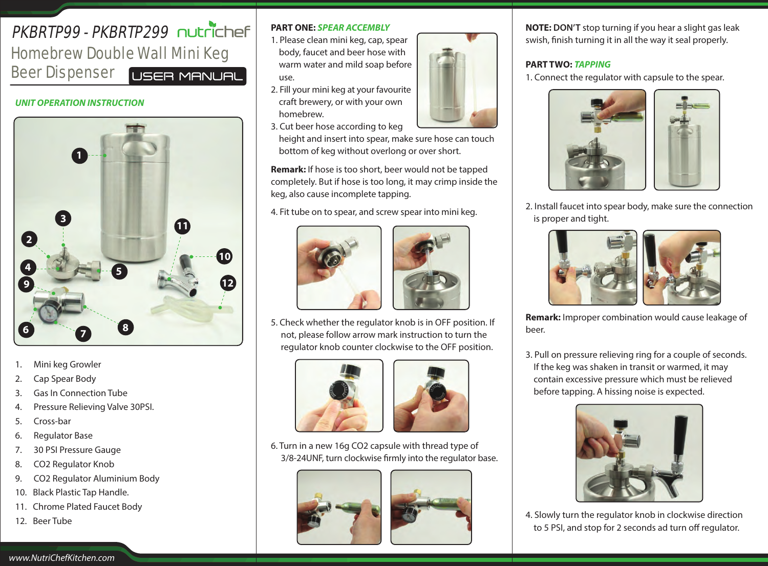# PKBRTP99 - PKBRTP299 nutrichef

## Homebrew Double Wall Mini Keg Beer Dispenser

USER MANUAL

### UNIT OPERATION INSTRUCTION

1. Mini keg Growler
2. Cap Spear Body
3. Gas In Connection Tube
4. Pressure Relieving Valve 30PSI.
5. Cross-bar
6. Regulator Base
7. 30 PSI Pressure Gauge
8. CO2 Regulator Knob
9. CO2 Regulator Aluminium Body
10. Black Plastic Tap Handle.
11. Chrome Plated Faucet Body
12. Beer Tube

www.NutriChefKitchen.com

### PART ONE: *SPEAR ACCEMBLY*

1. Please clean mini keg, cap, spear body, faucet and beer hose with warm water and mild soap before use.
2. Fill your mini keg at your favourite craft brewery, or with your own homebrew.
3. Cut beer hose according to keg height and insert into spear, make sure hose can touch bottom of keg without overlong or over short.

**Remark:** If hose is too short, beer would not be tapped completely. But if hose is too long, it may crimp inside the keg, also cause incomplete tapping.

4. Fit tube on to spear, and screw spear into mini keg.
5. Check whether the regulator knob is in OFF position. If not, please follow arrow mark instruction to turn the regulator knob counter clockwise to the OFF position.
6. Turn in a new 16g CO2 capsule with thread type of 3/8-24UNF, turn clockwise firmly into the regulator base.

**NOTE: DON'T** stop turning if you hear a slight gas leak swish, finish turning it in all the way it seal properly.

### PART TWO: *TAPPING*

1. Connect the regulator with capsule to the spear.
2. Install faucet into spear body, make sure the connection is proper and tight.

**Remark:** Improper combination would cause leakage of beer.

3. Pull on pressure relieving ring for a couple of seconds. If the keg was shaken in transit or warmed, it may contain excessive pressure which must be relieved before tapping. A hissing noise is expected.
4. Slowly turn the regulator knob in clockwise direction to 5 PSI, and stop for 2 seconds ad turn off regulator.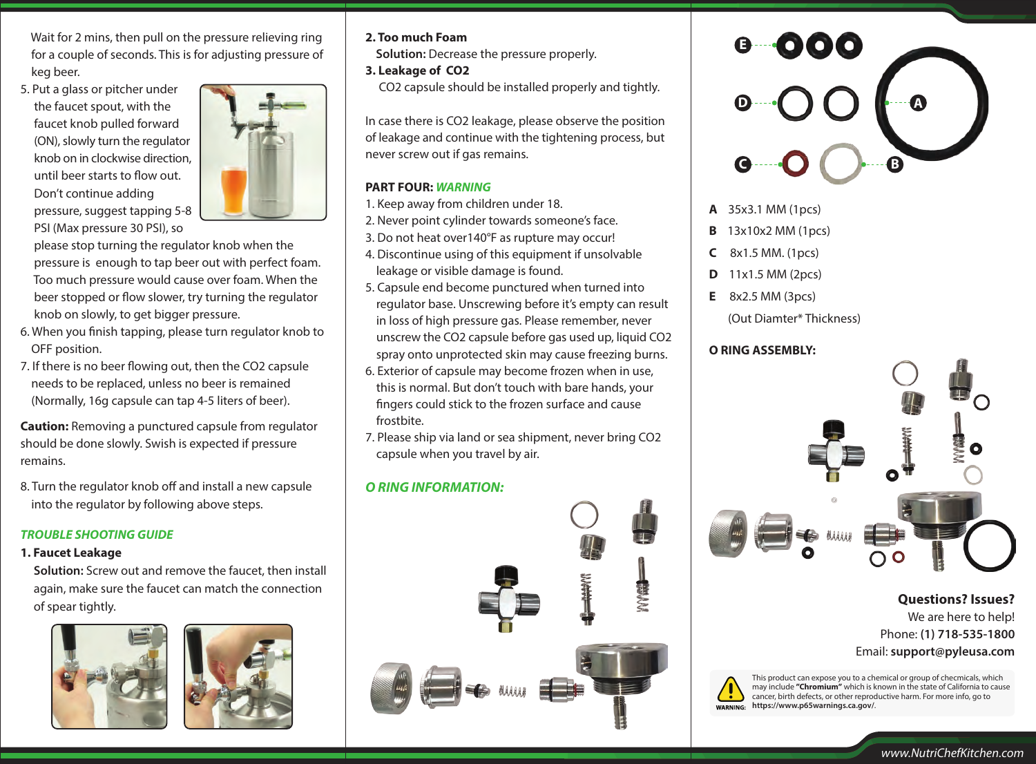Wait for 2 mins, then pull on the pressure relieving ring for a couple of seconds. This is for adjusting pressure of keg beer.

5. Put a glass or pitcher under the faucet spout, with the faucet knob pulled forward (ON), slowly turn the regulator knob on in clockwise direction, until beer starts to flow out. Don't continue adding pressure, suggest tapping 5-8 PSI (Max pressure 30 PSI), so please stop turning the regulator knob when the pressure is enough to tap beer out with perfect foam. Too much pressure would cause over foam. When the beer stopped or flow slower, try turning the regulator knob on slowly, to get bigger pressure.
6. When you finish tapping, please turn regulator knob to OFF position.
7. If there is no beer flowing out, then the $CO_2$ capsule needs to be replaced, unless no beer is remained (Normally, 16g capsule can tap 4-5 liters of beer).

**Caution:** Removing a punctured capsule from regulator should be done slowly. Swish is expected if pressure remains.

8. Turn the regulator knob off and install a new capsule into the regulator by following above steps.

## *TROUBLE SHOOTING GUIDE*

**1. Faucet Leakage**

**Solution:** Screw out and remove the faucet, then install again, make sure the faucet can match the connection of spear tightly.

**2. Too much Foam**

**Solution:** Decrease the pressure properly.

**3. Leakage of $CO_2$**

$CO_2$ capsule should be installed properly and tightly.

In case there is $CO_2$ leakage, please observe the position of leakage and continue with the tightening process, but never screw out if gas remains.

## PART FOUR: *WARNING*

1. Keep away from children under 18.
2. Never point cylinder towards someone's face.
3. Do not heat over140°F as rupture may occur!
4. Discontinue using of this equipment if unsolvable leakage or visible damage is found.
5. Capsule end become punctured when turned into regulator base. Unscrewing before it's empty can result in loss of high pressure gas. Please remember, never unscrew the $CO_2$ capsule before gas used up, liquid $CO_2$ spray onto unprotected skin may cause freezing burns.
6. Exterior of capsule may become frozen when in use, this is normal. But don't touch with bare hands, your fingers could stick to the frozen surface and cause frostbite.
7. Please ship via land or sea shipment, never bring $CO_2$ capsule when you travel by air.

## *O RING INFORMATION:*

E

D

A

C

B

**A** 35x3.1 MM (1pcs)

**B** 13x10x2 MM (1pcs)

**C** 8x1.5 MM. (1pcs)

**D** 11x1.5 MM (2pcs)

**E** 8x2.5 MM (3pcs)

(Out Diamter* Thickness)

**O RING ASSEMBLY:**

**Questions? Issues?**

We are here to help!

Phone: **(1) 718-535-1800**

Email: **support@pyleusa.com**

WARNING: This product can expose you to a chemical or group of checmicals, which may include **"Chromium"** which is known in the state of California to cause cancer, birth defects, or other reproductive harm. For more info, go to **https://www.p65warnings.ca.gov/**.

www.NutriChefKitchen.com